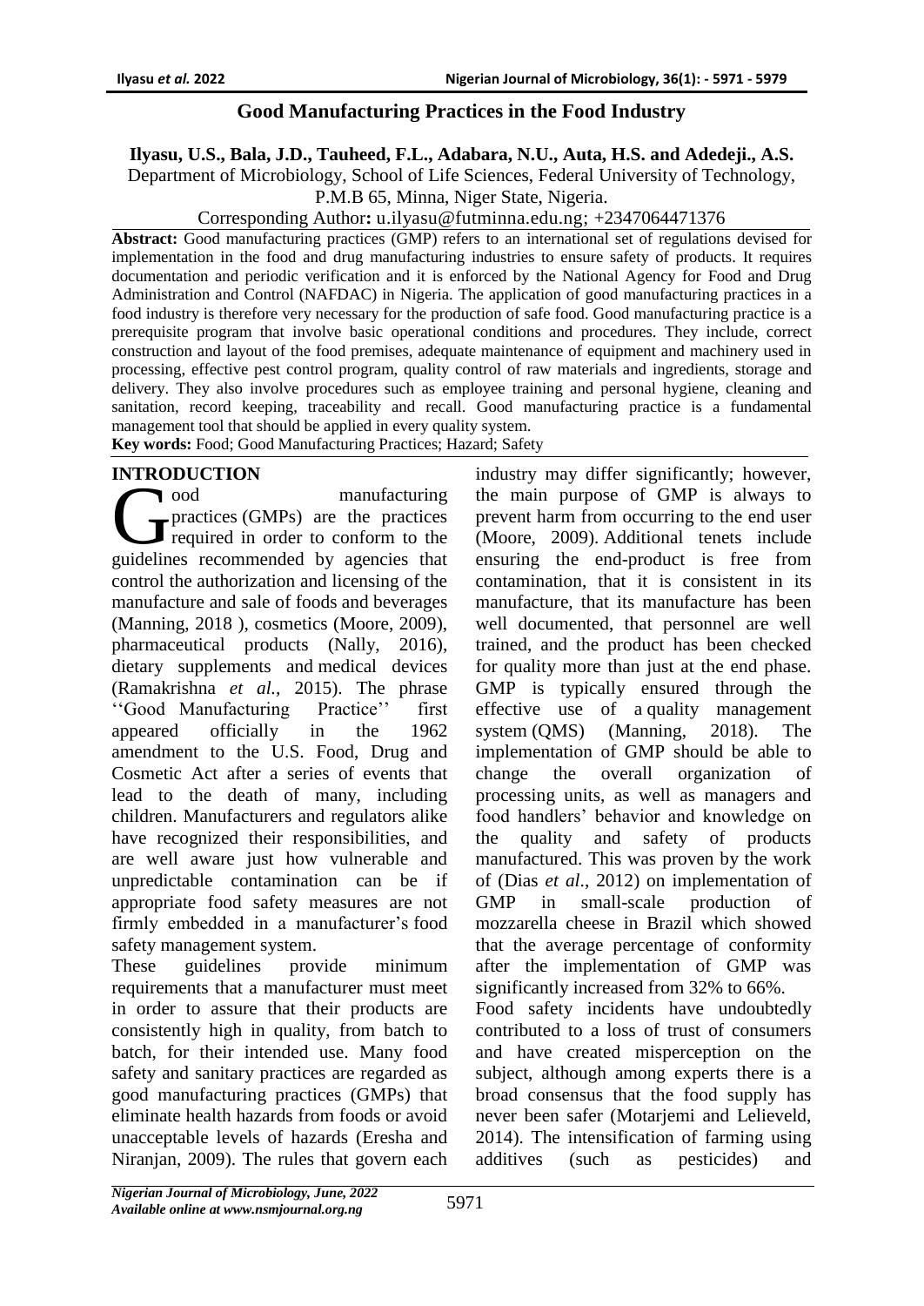# Good Manufacturing Practices in the Food Industry

**Ilyasu, U.S., Bala, J.D., Tauheed, F.L., Adabara, N.U., Auta, H.S. and Adedeji., A.S.**

Department of Microbiology, School of Life Sciences, Federal University of Technology, P.M.B 65, Minna, Niger State, Nigeria.

Corresponding Author**:** u.ilyasu@futminna.edu.ng; +2347064471376

**Abstract:** Good manufacturing practices (GMP) refers to an international set of regulations devised for implementation in the food and drug manufacturing industries to ensure safety of products. It requires documentation and periodic verification and it is enforced by the National Agency for Food and Drug Administration and Control (NAFDAC) in Nigeria. The application of good manufacturing practices in a food industry is therefore very necessary for the production of safe food. Good manufacturing practice is a prerequisite program that involve basic operational conditions and procedures. They include, correct construction and layout of the food premises, adequate maintenance of equipment and machinery used in processing, effective pest control program, quality control of raw materials and ingredients, storage and delivery. They also involve procedures such as employee training and personal hygiene, cleaning and sanitation, record keeping, traceability and recall. Good manufacturing practice is a fundamental management tool that should be applied in every quality system.

**Key words:** Food; Good Manufacturing Practices; Hazard; Safety

## INTRODUCTION

Good manufacturing practices (GMPs) are the practices required in order to conform to the guidelines recommended by agencies that control the authorization and licensing of the manufacture and sale of foods and beverages (Manning, 2018 ), cosmetics (Moore, 2009), pharmaceutical products (Nally, 2016), dietary supplements and medical devices (Ramakrishna *et al.,* 2015). The phrase ''Good Manufacturing Practice'' first appeared officially in the 1962 amendment to the U.S. Food, Drug and Cosmetic Act after a series of events that lead to the death of many, including children. Manufacturers and regulators alike have recognized their responsibilities, and are well aware just how vulnerable and unpredictable contamination can be if appropriate food safety measures are not firmly embedded in a manufacturer's food safety management system.

These guidelines provide minimum requirements that a manufacturer must meet in order to assure that their products are consistently high in quality, from batch to batch, for their intended use. Many food safety and sanitary practices are regarded as good manufacturing practices (GMPs) that eliminate health hazards from foods or avoid unacceptable levels of hazards (Eresha and Niranjan, 2009). The rules that govern each industry may differ significantly; however, the main purpose of GMP is always to prevent harm from occurring to the end user (Moore, 2009). Additional tenets include ensuring the end-product is free from contamination, that it is consistent in its manufacture, that its manufacture has been well documented, that personnel are well trained, and the product has been checked for quality more than just at the end phase. GMP is typically ensured through the effective use of a quality management system (QMS) (Manning, 2018). The implementation of GMP should be able to change the overall organization of processing units, as well as managers and food handlers' behavior and knowledge on the quality and safety of products manufactured. This was proven by the work of (Dias *et al*., 2012) on implementation of GMP in small-scale production of mozzarella cheese in Brazil which showed that the average percentage of conformity after the implementation of GMP was significantly increased from 32% to 66%.

Food safety incidents have undoubtedly contributed to a loss of trust of consumers and have created misperception on the subject, although among experts there is a broad consensus that the food supply has never been safer (Motarjemi and Lelieveld, 2014). The intensification of farming using additives (such as pesticides) and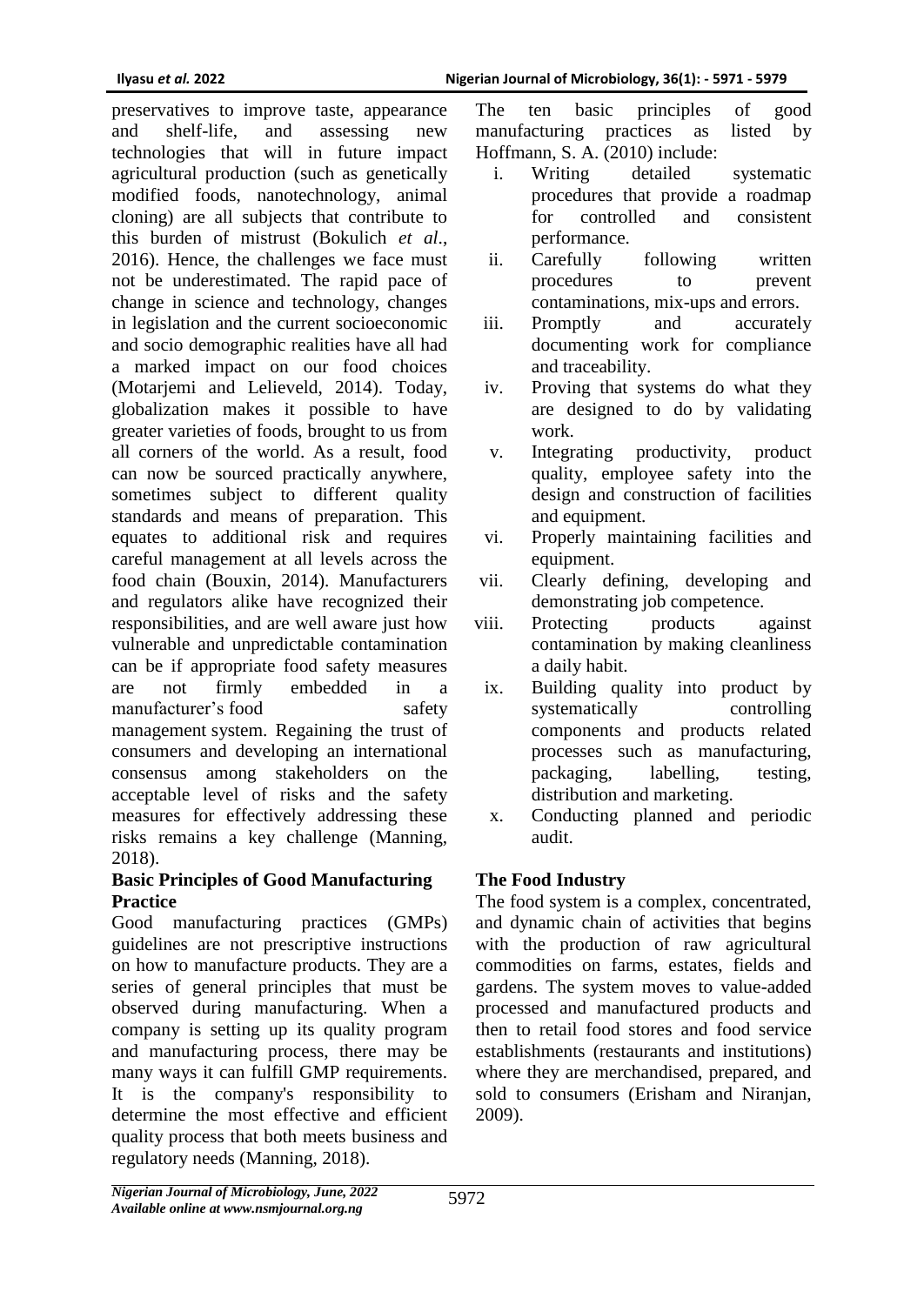preservatives to improve taste, appearance and shelf-life, and assessing new technologies that will in future impact agricultural production (such as genetically modified foods, nanotechnology, animal cloning) are all subjects that contribute to this burden of mistrust (Bokulich *et al*., 2016). Hence, the challenges we face must not be underestimated. The rapid pace of change in science and technology, changes in legislation and the current socioeconomic and socio demographic realities have all had a marked impact on our food choices (Motarjemi and Lelieveld, 2014). Today, globalization makes it possible to have greater varieties of foods, brought to us from all corners of the world. As a result, food can now be sourced practically anywhere, sometimes subject to different quality standards and means of preparation. This equates to additional risk and requires careful management at all levels across the food chain (Bouxin, 2014). Manufacturers and regulators alike have recognized their responsibilities, and are well aware just how vulnerable and unpredictable contamination can be if appropriate food safety measures are not firmly embedded in a manufacturer's food safety management system. Regaining the trust of consumers and developing an international consensus among stakeholders on the acceptable level of risks and the safety measures for effectively addressing these risks remains a key challenge (Manning, 2018).

**Basic Principles of Good Manufacturing Practice**

Good manufacturing practices (GMPs) guidelines are not prescriptive instructions on how to manufacture products. They are a series of general principles that must be observed during manufacturing. When a company is setting up its quality program and manufacturing process, there may be many ways it can fulfill GMP requirements. It is the company's responsibility to determine the most effective and efficient quality process that both meets business and regulatory needs (Manning, 2018).

The ten basic principles of good manufacturing practices as listed by Hoffmann, S. A. (2010) include:

i. Writing detailed systematic procedures that provide a roadmap for controlled and consistent performance.
ii. Carefully following written procedures to prevent contaminations, mix-ups and errors.
iii. Promptly and accurately documenting work for compliance and traceability.
iv. Proving that systems do what they are designed to do by validating work.
v. Integrating productivity, product quality, employee safety into the design and construction of facilities and equipment.
vi. Properly maintaining facilities and equipment.
vii. Clearly defining, developing and demonstrating job competence.
viii. Protecting products against contamination by making cleanliness a daily habit.
ix. Building quality into product by systematically controlling components and products related processes such as manufacturing, packaging, labelling, testing, distribution and marketing.
x. Conducting planned and periodic audit.

**The Food Industry**

The food system is a complex, concentrated, and dynamic chain of activities that begins with the production of raw agricultural commodities on farms, estates, fields and gardens. The system moves to value-added processed and manufactured products and then to retail food stores and food service establishments (restaurants and institutions) where they are merchandised, prepared, and sold to consumers (Erisham and Niranjan, 2009).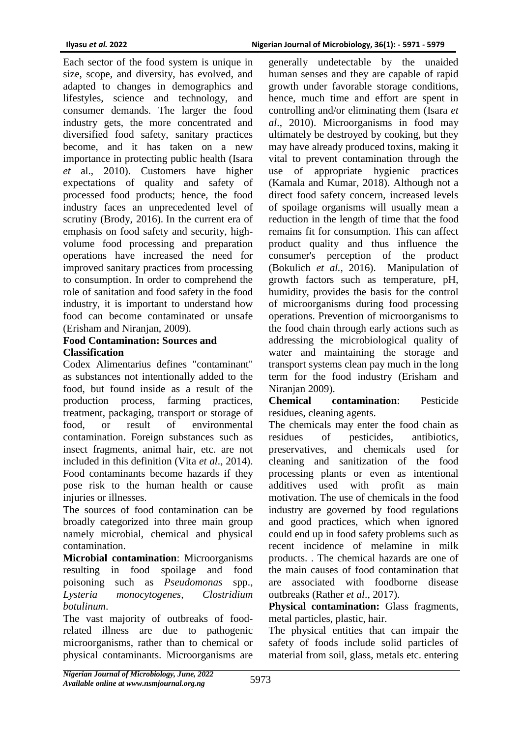Each sector of the food system is unique in size, scope, and diversity, has evolved, and adapted to changes in demographics and lifestyles, science and technology, and consumer demands. The larger the food industry gets, the more concentrated and diversified food safety, sanitary practices become, and it has taken on a new importance in protecting public health (Isara *et* al., 2010). Customers have higher expectations of quality and safety of processed food products; hence, the food industry faces an unprecedented level of scrutiny (Brody, 2016). In the current era of emphasis on food safety and security, high-volume food processing and preparation operations have increased the need for improved sanitary practices from processing to consumption. In order to comprehend the role of sanitation and food safety in the food industry, it is important to understand how food can become contaminated or unsafe (Erisham and Niranjan, 2009).

**Food Contamination: Sources and Classification**

Codex Alimentarius defines "contaminant" as substances not intentionally added to the food, but found inside as a result of the production process, farming practices, treatment, packaging, transport or storage of food, or result of environmental contamination. Foreign substances such as insect fragments, animal hair, etc. are not included in this definition (Vita *et al*., 2014). Food contaminants become hazards if they pose risk to the human health or cause injuries or illnesses.

The sources of food contamination can be broadly categorized into three main group namely microbial, chemical and physical contamination.

**Microbial contamination**: Microorganisms resulting in food spoilage and food poisoning such as *Pseudomonas* spp., *Lysteria monocytogenes, Clostridium botulinum*.

The vast majority of outbreaks of food-related illness are due to pathogenic microorganisms, rather than to chemical or physical contaminants. Microorganisms are generally undetectable by the unaided human senses and they are capable of rapid growth under favorable storage conditions, hence, much time and effort are spent in controlling and/or eliminating them (Isara *et al*., 2010). Microorganisms in food may ultimately be destroyed by cooking, but they may have already produced toxins, making it vital to prevent contamination through the use of appropriate hygienic practices (Kamala and Kumar, 2018). Although not a direct food safety concern, increased levels of spoilage organisms will usually mean a reduction in the length of time that the food remains fit for consumption. This can affect product quality and thus influence the consumer's perception of the product (Bokulich *et al.,* 2016). Manipulation of growth factors such as temperature, pH, humidity, provides the basis for the control of microorganisms during food processing operations. Prevention of microorganisms to the food chain through early actions such as addressing the microbiological quality of water and maintaining the storage and transport systems clean pay much in the long term for the food industry (Erisham and Niranjan 2009).

**Chemical contamination**: Pesticide residues, cleaning agents.

The chemicals may enter the food chain as residues of pesticides, antibiotics, preservatives, and chemicals used for cleaning and sanitization of the food processing plants or even as intentional additives used with profit as main motivation. The use of chemicals in the food industry are governed by food regulations and good practices, which when ignored could end up in food safety problems such as recent incidence of melamine in milk products. . The chemical hazards are one of the main causes of food contamination that are associated with foodborne disease outbreaks (Rather *et al*., 2017).

**Physical contamination:** Glass fragments, metal particles, plastic, hair.

The physical entities that can impair the safety of foods include solid particles of material from soil, glass, metals etc. entering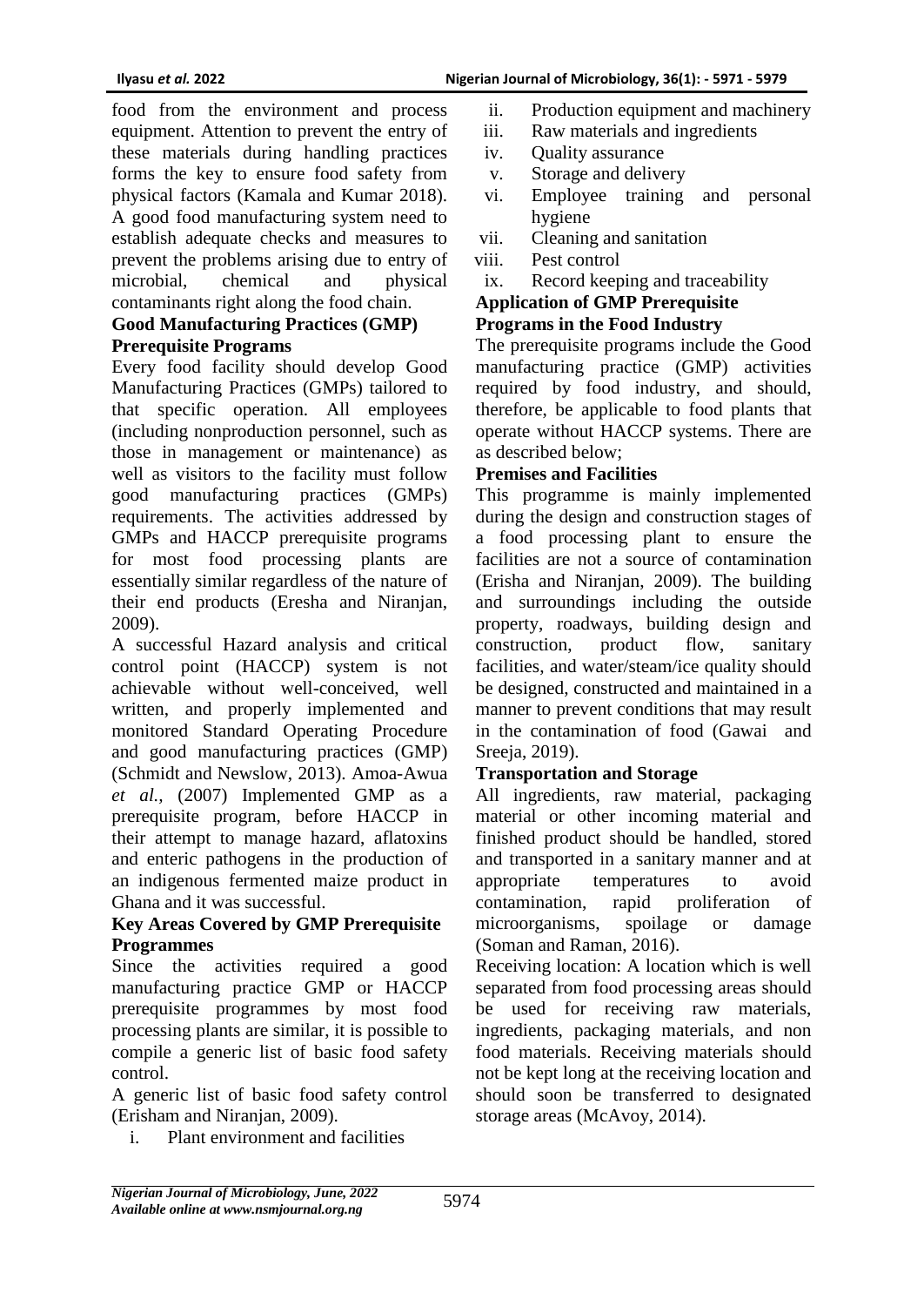food from the environment and process equipment. Attention to prevent the entry of these materials during handling practices forms the key to ensure food safety from physical factors (Kamala and Kumar 2018). A good food manufacturing system need to establish adequate checks and measures to prevent the problems arising due to entry of microbial, chemical and physical contaminants right along the food chain.

**Good Manufacturing Practices (GMP) Prerequisite Programs**

Every food facility should develop Good Manufacturing Practices (GMPs) tailored to that specific operation. All employees (including nonproduction personnel, such as those in management or maintenance) as well as visitors to the facility must follow good manufacturing practices (GMPs) requirements. The activities addressed by GMPs and HACCP prerequisite programs for most food processing plants are essentially similar regardless of the nature of their end products (Eresha and Niranjan, 2009).

A successful Hazard analysis and critical control point (HACCP) system is not achievable without well-conceived, well written, and properly implemented and monitored Standard Operating Procedure and good manufacturing practices (GMP) (Schmidt and Newslow, 2013). Amoa-Awua *et al.,* (2007) Implemented GMP as a prerequisite program, before HACCP in their attempt to manage hazard, aflatoxins and enteric pathogens in the production of an indigenous fermented maize product in Ghana and it was successful.

**Key Areas Covered by GMP Prerequisite Programmes**

Since the activities required a good manufacturing practice GMP or HACCP prerequisite programmes by most food processing plants are similar, it is possible to compile a generic list of basic food safety control.

A generic list of basic food safety control (Erisham and Niranjan, 2009).

i. Plant environment and facilities
ii. Production equipment and machinery
iii. Raw materials and ingredients
iv. Quality assurance
v. Storage and delivery
vi. Employee training and personal hygiene
vii. Cleaning and sanitation
viii. Pest control
ix. Record keeping and traceability

**Application of GMP Prerequisite Programs in the Food Industry**

The prerequisite programs include the Good manufacturing practice (GMP) activities required by food industry, and should, therefore, be applicable to food plants that operate without HACCP systems. There are as described below;

**Premises and Facilities**

This programme is mainly implemented during the design and construction stages of a food processing plant to ensure the facilities are not a source of contamination (Erisha and Niranjan, 2009). The building and surroundings including the outside property, roadways, building design and construction, product flow, sanitary facilities, and water/steam/ice quality should be designed, constructed and maintained in a manner to prevent conditions that may result in the contamination of food (Gawai and Sreeja, 2019).

**Transportation and Storage**

All ingredients, raw material, packaging material or other incoming material and finished product should be handled, stored and transported in a sanitary manner and at appropriate temperatures to avoid contamination, rapid proliferation of microorganisms, spoilage or damage (Soman and Raman, 2016).

Receiving location: A location which is well separated from food processing areas should be used for receiving raw materials, ingredients, packaging materials, and non food materials. Receiving materials should not be kept long at the receiving location and should soon be transferred to designated storage areas (McAvoy, 2014).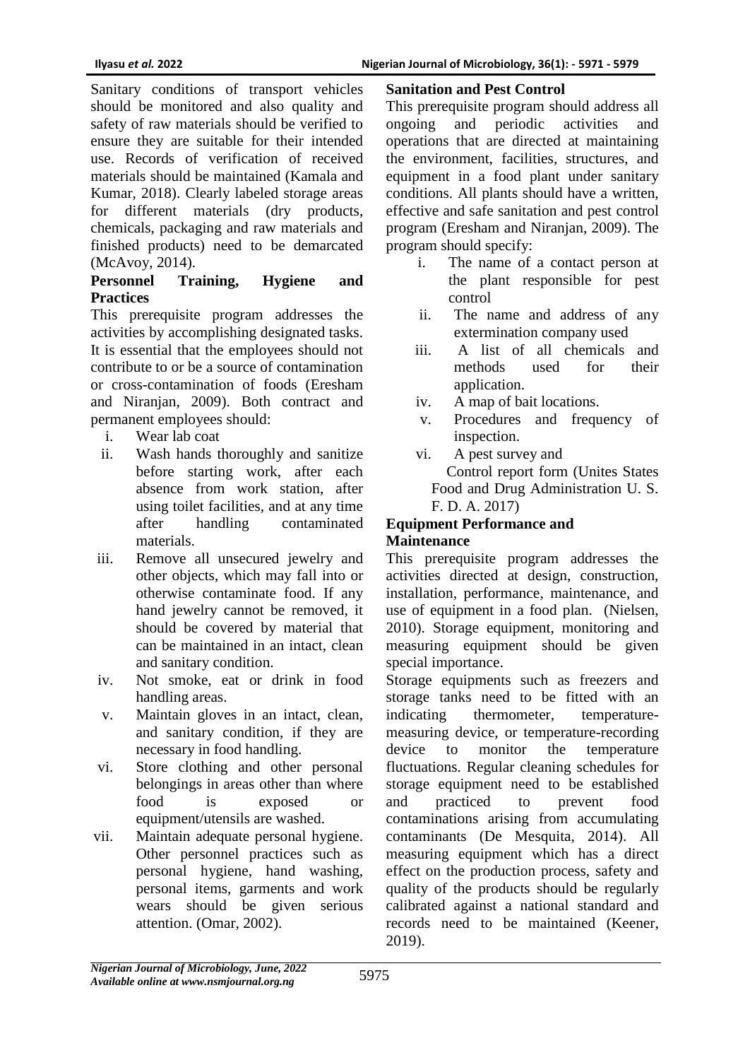Sanitary conditions of transport vehicles should be monitored and also quality and safety of raw materials should be verified to ensure they are suitable for their intended use. Records of verification of received materials should be maintained (Kamala and Kumar, 2018). Clearly labeled storage areas for different materials (dry products, chemicals, packaging and raw materials and finished products) need to be demarcated (McAvoy, 2014).

**Personnel Training, Hygiene and Practices**

This prerequisite program addresses the activities by accomplishing designated tasks. It is essential that the employees should not contribute to or be a source of contamination or cross-contamination of foods (Eresham and Niranjan, 2009). Both contract and permanent employees should:

i. Wear lab coat
ii. Wash hands thoroughly and sanitize before starting work, after each absence from work station, after using toilet facilities, and at any time after handling contaminated materials.
iii. Remove all unsecured jewelry and other objects, which may fall into or otherwise contaminate food. If any hand jewelry cannot be removed, it should be covered by material that can be maintained in an intact, clean and sanitary condition.
iv. Not smoke, eat or drink in food handling areas.
v. Maintain gloves in an intact, clean, and sanitary condition, if they are necessary in food handling.
vi. Store clothing and other personal belongings in areas other than where food is exposed or equipment/utensils are washed.
vii. Maintain adequate personal hygiene. Other personnel practices such as personal hygiene, hand washing, personal items, garments and work wears should be given serious attention. (Omar, 2002).

**Sanitation and Pest Control**

This prerequisite program should address all ongoing and periodic activities and operations that are directed at maintaining the environment, facilities, structures, and equipment in a food plant under sanitary conditions. All plants should have a written, effective and safe sanitation and pest control program (Eresham and Niranjan, 2009). The program should specify:

i. The name of a contact person at the plant responsible for pest control
ii. The name and address of any extermination company used
iii. A list of all chemicals and methods used for their application.
iv. A map of bait locations.
v. Procedures and frequency of inspection.
vi. A pest survey and Control report form (Unites States Food and Drug Administration U. S. F. D. A. 2017)

**Equipment Performance and Maintenance**

This prerequisite program addresses the activities directed at design, construction, installation, performance, maintenance, and use of equipment in a food plan. (Nielsen, 2010). Storage equipment, monitoring and measuring equipment should be given special importance.

Storage equipments such as freezers and storage tanks need to be fitted with an indicating thermometer, temperature-measuring device, or temperature-recording device to monitor the temperature fluctuations. Regular cleaning schedules for storage equipment need to be established and practiced to prevent food contaminations arising from accumulating contaminants (De Mesquita, 2014). All measuring equipment which has a direct effect on the production process, safety and quality of the products should be regularly calibrated against a national standard and records need to be maintained (Keener, 2019).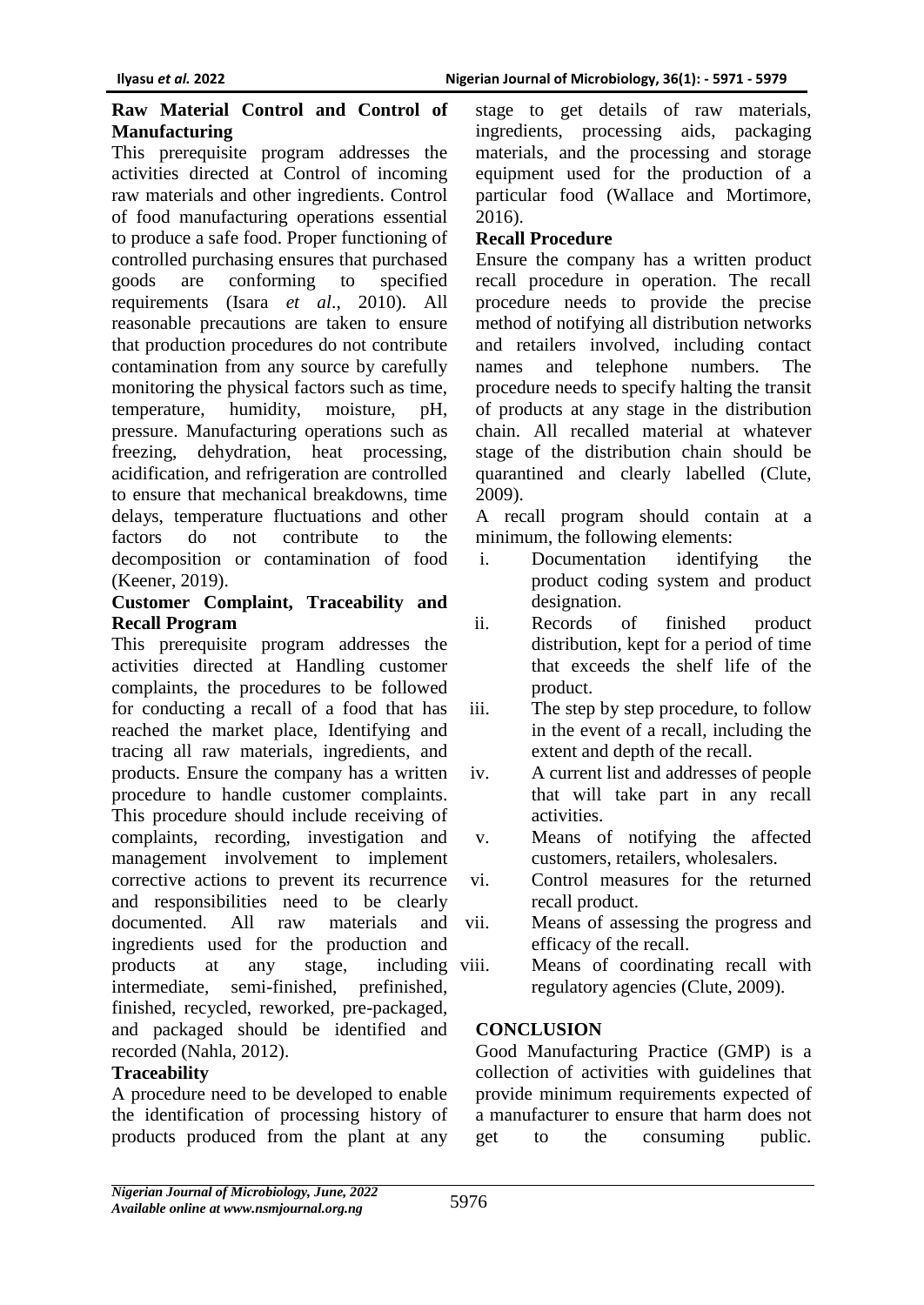### Raw Material Control and Control of Manufacturing

This prerequisite program addresses the activities directed at Control of incoming raw materials and other ingredients. Control of food manufacturing operations essential to produce a safe food. Proper functioning of controlled purchasing ensures that purchased goods are conforming to specified requirements (Isara *et al*., 2010). All reasonable precautions are taken to ensure that production procedures do not contribute contamination from any source by carefully monitoring the physical factors such as time, temperature, humidity, moisture, pH, pressure. Manufacturing operations such as freezing, dehydration, heat processing, acidification, and refrigeration are controlled to ensure that mechanical breakdowns, time delays, temperature fluctuations and other factors do not contribute to the decomposition or contamination of food (Keener, 2019).

### Customer Complaint, Traceability and Recall Program

This prerequisite program addresses the activities directed at Handling customer complaints, the procedures to be followed for conducting a recall of a food that has reached the market place, Identifying and tracing all raw materials, ingredients, and products. Ensure the company has a written procedure to handle customer complaints. This procedure should include receiving of complaints, recording, investigation and management involvement to implement corrective actions to prevent its recurrence and responsibilities need to be clearly documented. All raw materials and ingredients used for the production and products at any stage, including intermediate, semi-finished, prefinished, finished, recycled, reworked, pre-packaged, and packaged should be identified and recorded (Nahla, 2012).

### Traceability

A procedure need to be developed to enable the identification of processing history of products produced from the plant at any stage to get details of raw materials, ingredients, processing aids, packaging materials, and the processing and storage equipment used for the production of a particular food (Wallace and Mortimore, 2016).

### Recall Procedure

Ensure the company has a written product recall procedure in operation. The recall procedure needs to provide the precise method of notifying all distribution networks and retailers involved, including contact names and telephone numbers. The procedure needs to specify halting the transit of products at any stage in the distribution chain. All recalled material at whatever stage of the distribution chain should be quarantined and clearly labelled (Clute, 2009).

A recall program should contain at a minimum, the following elements:

i. Documentation identifying the product coding system and product designation.
ii. Records of finished product distribution, kept for a period of time that exceeds the shelf life of the product.
iii. The step by step procedure, to follow in the event of a recall, including the extent and depth of the recall.
iv. A current list and addresses of people that will take part in any recall activities.
v. Means of notifying the affected customers, retailers, wholesalers.
vi. Control measures for the returned recall product.
vii. Means of assessing the progress and efficacy of the recall.
viii. Means of coordinating recall with regulatory agencies (Clute, 2009).

## CONCLUSION

Good Manufacturing Practice (GMP) is a collection of activities with guidelines that provide minimum requirements expected of a manufacturer to ensure that harm does not get to the consuming public.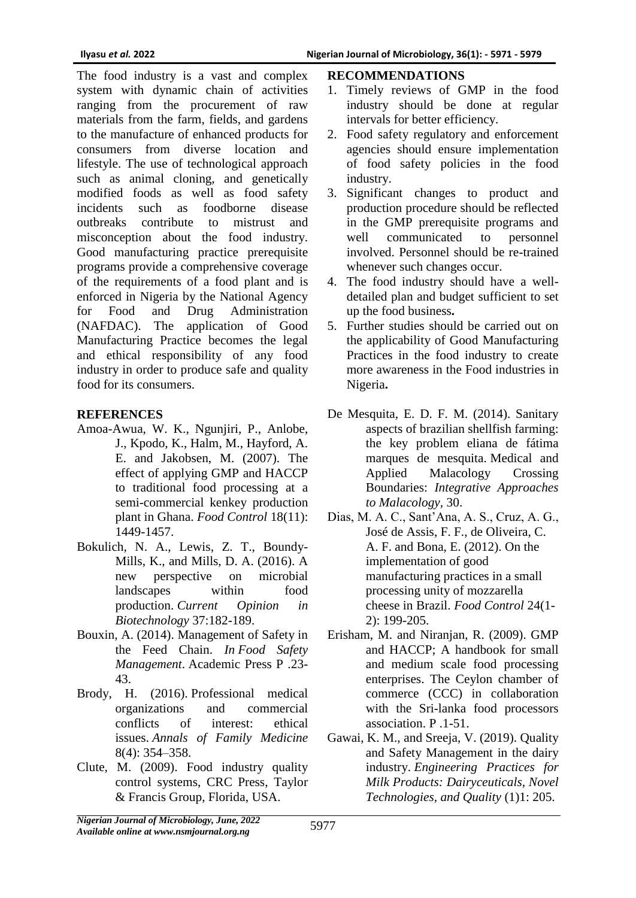The food industry is a vast and complex system with dynamic chain of activities ranging from the procurement of raw materials from the farm, fields, and gardens to the manufacture of enhanced products for consumers from diverse location and lifestyle. The use of technological approach such as animal cloning, and genetically modified foods as well as food safety incidents such as foodborne disease outbreaks contribute to mistrust and misconception about the food industry. Good manufacturing practice prerequisite programs provide a comprehensive coverage of the requirements of a food plant and is enforced in Nigeria by the National Agency for Food and Drug Administration (NAFDAC). The application of Good Manufacturing Practice becomes the legal and ethical responsibility of any food industry in order to produce safe and quality food for its consumers.

## RECOMMENDATIONS

1. Timely reviews of GMP in the food industry should be done at regular intervals for better efficiency.
2. Food safety regulatory and enforcement agencies should ensure implementation of food safety policies in the food industry.
3. Significant changes to product and production procedure should be reflected in the GMP prerequisite programs and well communicated to personnel involved. Personnel should be re-trained whenever such changes occur.
4. The food industry should have a well-detailed plan and budget sufficient to set up the food business**.**
5. Further studies should be carried out on the applicability of Good Manufacturing Practices in the food industry to create more awareness in the Food industries in Nigeria**.**

## REFERENCES

Amoa-Awua, W. K., Ngunjiri, P., Anlobe, J., Kpodo, K., Halm, M., Hayford, A. E. and Jakobsen, M. (2007). The effect of applying GMP and HACCP to traditional food processing at a semi-commercial kenkey production plant in Ghana. *Food Control* 18(11): 1449-1457.

Bokulich, N. A., Lewis, Z. T., Boundy-Mills, K., and Mills, D. A. (2016). A new perspective on microbial landscapes within food production. *Current Opinion in Biotechnology* 37:182-189.

Bouxin, A. (2014). Management of Safety in the Feed Chain. *In Food Safety Management*. Academic Press P .23-43.

Brody, H. (2016). Professional medical organizations and commercial conflicts of interest: ethical issues. *Annals of Family Medicine* 8(4): 354–358.

Clute, M. (2009). Food industry quality control systems, CRC Press, Taylor & Francis Group, Florida, USA.

De Mesquita, E. D. F. M. (2014). Sanitary aspects of brazilian shellfish farming: the key problem eliana de fátima marques de mesquita. Medical and Applied Malacology Crossing Boundaries: *Integrative Approaches to Malacology*, 30.

Dias, M. A. C., Sant'Ana, A. S., Cruz, A. G., José de Assis, F. F., de Oliveira, C. A. F. and Bona, E. (2012). On the implementation of good manufacturing practices in a small processing unity of mozzarella cheese in Brazil. *Food Control* 24(1-2): 199-205.

Erisham, M. and Niranjan, R. (2009). GMP and HACCP; A handbook for small and medium scale food processing enterprises. The Ceylon chamber of commerce (CCC) in collaboration with the Sri-lanka food processors association. P .1-51.

Gawai, K. M., and Sreeja, V. (2019). Quality and Safety Management in the dairy industry. *Engineering Practices for Milk Products: Dairyceuticals, Novel Technologies, and Quality* (1)1: 205.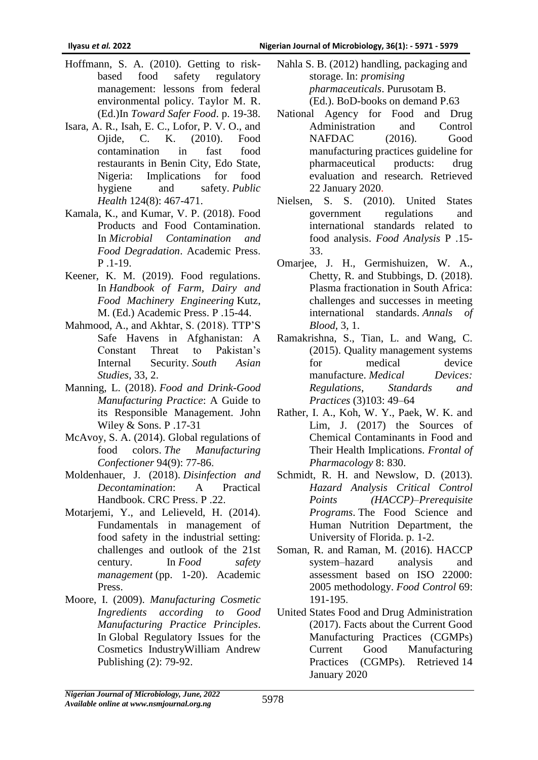Hoffmann, S. A. (2010). Getting to risk-based food safety regulatory management: lessons from federal environmental policy. Taylor M. R. (Ed.)In *Toward Safer Food*. p. 19-38.

Isara, A. R., Isah, E. C., Lofor, P. V. O., and Ojide, C. K. (2010). Food contamination in fast food restaurants in Benin City, Edo State, Nigeria: Implications for food hygiene and safety. *Public Health* 124(8): 467-471.

Kamala, K., and Kumar, V. P. (2018). Food Products and Food Contamination. In *Microbial Contamination and Food Degradation*. Academic Press. P .1-19.

Keener, K. M. (2019). Food regulations. In *Handbook of Farm, Dairy and Food Machinery Engineering* Kutz, M. (Ed.) Academic Press. P .15-44.

Mahmood, A., and Akhtar, S. (2018). TTP'S Safe Havens in Afghanistan: A Constant Threat to Pakistan's Internal Security. *South Asian Studies*, 33, 2.

Manning, L. (2018). *Food and Drink-Good Manufacturing Practice*: A Guide to its Responsible Management. John Wiley & Sons. P .17-31

McAvoy, S. A. (2014). Global regulations of food colors. *The Manufacturing Confectioner* 94(9): 77-86.

Moldenhauer, J. (2018). *Disinfection and Decontamination*: A Practical Handbook. CRC Press. P .22.

Motarjemi, Y., and Lelieveld, H. (2014). Fundamentals in management of food safety in the industrial setting: challenges and outlook of the 21st century. In *Food safety management* (pp. 1-20). Academic Press.

Moore, I. (2009). *Manufacturing Cosmetic Ingredients according to Good Manufacturing Practice Principles*. In Global Regulatory Issues for the Cosmetics IndustryWilliam Andrew Publishing (2): 79-92.

Nahla S. B. (2012) handling, packaging and storage. In: *promising pharmaceuticals*. Purusotam B. (Ed.). BoD-books on demand P.63

National Agency for Food and Drug Administration and Control NAFDAC (2016). Good manufacturing practices guideline for pharmaceutical products: drug evaluation and research. Retrieved 22 January 2020.

Nielsen, S. S. (2010). United States government regulations and international standards related to food analysis. *Food Analysis* P .15-33.

Omarjee, J. H., Germishuizen, W. A., Chetty, R. and Stubbings, D. (2018). Plasma fractionation in South Africa: challenges and successes in meeting international standards. *Annals of Blood*, 3, 1.

Ramakrishna, S., Tian, L. and Wang, C. (2015). Quality management systems for medical device manufacture. *Medical Devices: Regulations, Standards and Practices* (3)103: 49–64

Rather, I. A., Koh, W. Y., Paek, W. K. and Lim, J. (2017) the Sources of Chemical Contaminants in Food and Their Health Implications. *Frontal of Pharmacology* 8: 830.

Schmidt, R. H. and Newslow, D. (2013). *Hazard Analysis Critical Control Points (HACCP)–Prerequisite Programs*. The Food Science and Human Nutrition Department, the University of Florida. p. 1-2.

Soman, R. and Raman, M. (2016). HACCP system–hazard analysis and assessment based on ISO 22000: 2005 methodology. *Food Control* 69: 191-195.

United States Food and Drug Administration (2017). Facts about the Current Good Manufacturing Practices (CGMPs) Current Good Manufacturing Practices (CGMPs). Retrieved 14 January 2020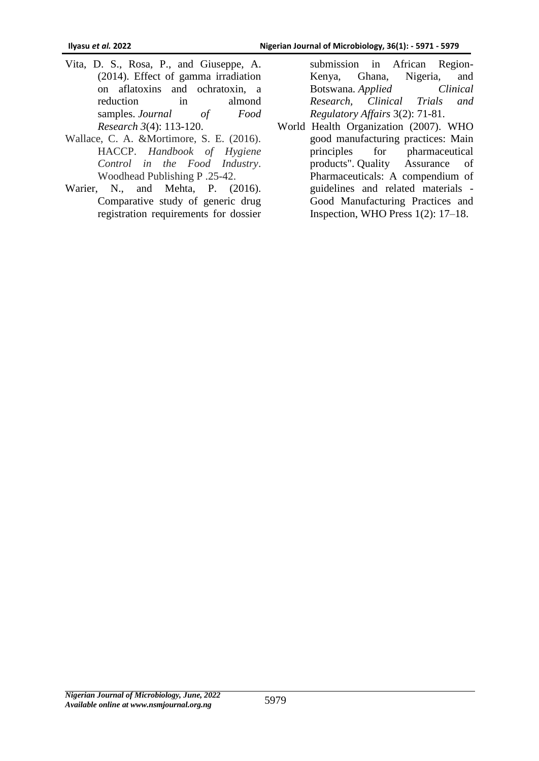Vita, D. S., Rosa, P., and Giuseppe, A. (2014). Effect of gamma irradiation on aflatoxins and ochratoxin, a reduction in almond samples. *Journal of Food Research 3*(4): 113-120.

Wallace, C. A. &Mortimore, S. E. (2016). HACCP. *Handbook of Hygiene Control in the Food Industry*. Woodhead Publishing P .25-42.

Warier, N., and Mehta, P. (2016). Comparative study of generic drug registration requirements for dossier submission in African Region- Kenya, Ghana, Nigeria, and Botswana. *Applied Clinical Research, Clinical Trials and Regulatory Affairs* 3(2): 71-81.

World Health Organization (2007). WHO good manufacturing practices: Main principles for pharmaceutical products". Quality Assurance of Pharmaceuticals: A compendium of guidelines and related materials - Good Manufacturing Practices and Inspection, WHO Press 1(2): 17–18.